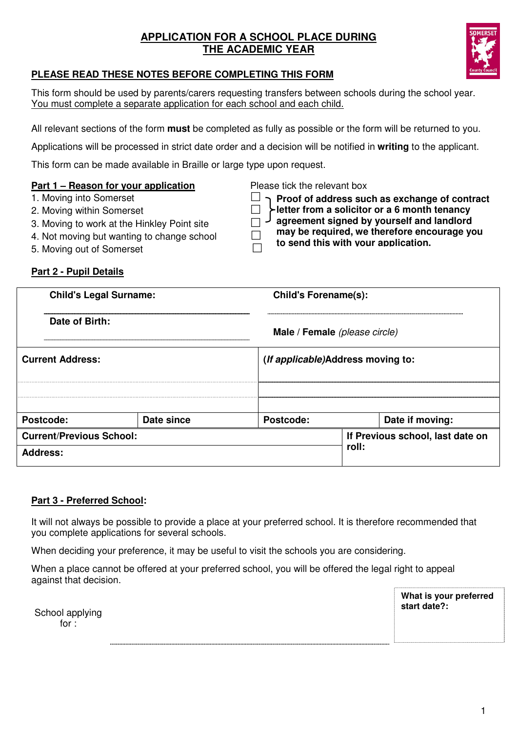# APPLICATION FOR A SCHOOL PLACE DURING THE ACADEMIC YEAR

## PLEASE READ THESE NOTES BEFORE COMPLETING THIS FORM

This form should be used by parents/carers requesting transfers between schools during the school year. You must complete a separate application for each school and each child.

All relevant sections of the form **must** be completed as fully as possible or the form will be returned to you.

Applications will be processed in strict date order and a decision will be notified in **writing** to the applicant.

This form can be made available in Braille or large type upon request.

### Part 1 – Reason for your application

Please tick the relevant box

1. Moving into Somerset ☐
2. Moving within Somerset ☐
3. Moving to work at the Hinkley Point site ☐
4. Not moving but wanting to change school ☐
5. Moving out of Somerset ☐

**Proof of address such as exchange of contract letter from a solicitor or a 6 month tenancy agreement signed by yourself and landlord may be required, we therefore encourage you to send this with your application.**

### Part 2 - Pupil Details

| | | | |
|---|---|---|---|
| **Child's Legal Surname:** | | **Child's Forename(s):** | |
| **Date of Birth:** | | **Male** / **Female** *(please circle)* | |
| **Current Address:** | | **(*If applicable*)Address moving to:** | |
| **Postcode:** | **Date since** | **Postcode:** | **Date if moving:** |
| **Current/Previous School:** | | **If Previous school, last date on roll:** | |
| **Address:** | | | |

### Part 3 - Preferred School:

It will not always be possible to provide a place at your preferred school. It is therefore recommended that you complete applications for several schools.

When deciding your preference, it may be useful to visit the schools you are considering.

When a place cannot be offered at your preferred school, you will be offered the legal right to appeal against that decision.

School applying for : ..................................................

**What is your preferred start date?:**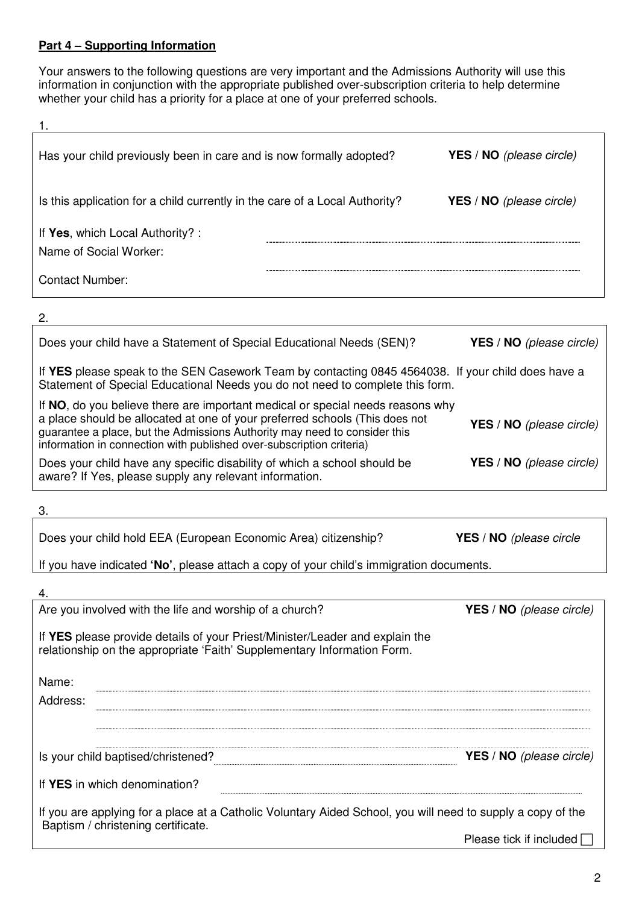**Part 4 – Supporting Information**

Your answers to the following questions are very important and the Admissions Authority will use this information in conjunction with the appropriate published over-subscription criteria to help determine whether your child has a priority for a place at one of your preferred schools.

1.

Has your child previously been in care and is now formally adopted? **YES** / **NO** *(please circle)*

Is this application for a child currently in the care of a Local Authority? **YES** / **NO** *(please circle)*

If **Yes**, which Local Authority? : ..............................

Name of Social Worker: ..............................

Contact Number:

2.

Does your child have a Statement of Special Educational Needs (SEN)? **YES** / **NO** *(please circle)*

If **YES** please speak to the SEN Casework Team by contacting 0845 4564038. If your child does have a Statement of Special Educational Needs you do not need to complete this form.

If **NO**, do you believe there are important medical or special needs reasons why a place should be allocated at one of your preferred schools (This does not guarantee a place, but the Admissions Authority may need to consider this information in connection with published over-subscription criteria) **YES** / **NO** *(please circle)*

Does your child have any specific disability of which a school should be aware? If Yes, please supply any relevant information. **YES** / **NO** *(please circle)*

3.

Does your child hold EEA (European Economic Area) citizenship? **YES** / **NO** *(please circle*

If you have indicated **'No'**, please attach a copy of your child's immigration documents.

4.

Are you involved with the life and worship of a church? **YES** / **NO** *(please circle)*

If **YES** please provide details of your Priest/Minister/Leader and explain the relationship on the appropriate 'Faith' Supplementary Information Form.

Name: ..............................

Address: ..............................

..............................

Is your child baptised/christened? .............................. **YES** / **NO** *(please circle)*

If **YES** in which denomination? ..............................

If you are applying for a place at a Catholic Voluntary Aided School, you will need to supply a copy of the Baptism / christening certificate.

Please tick if included ☐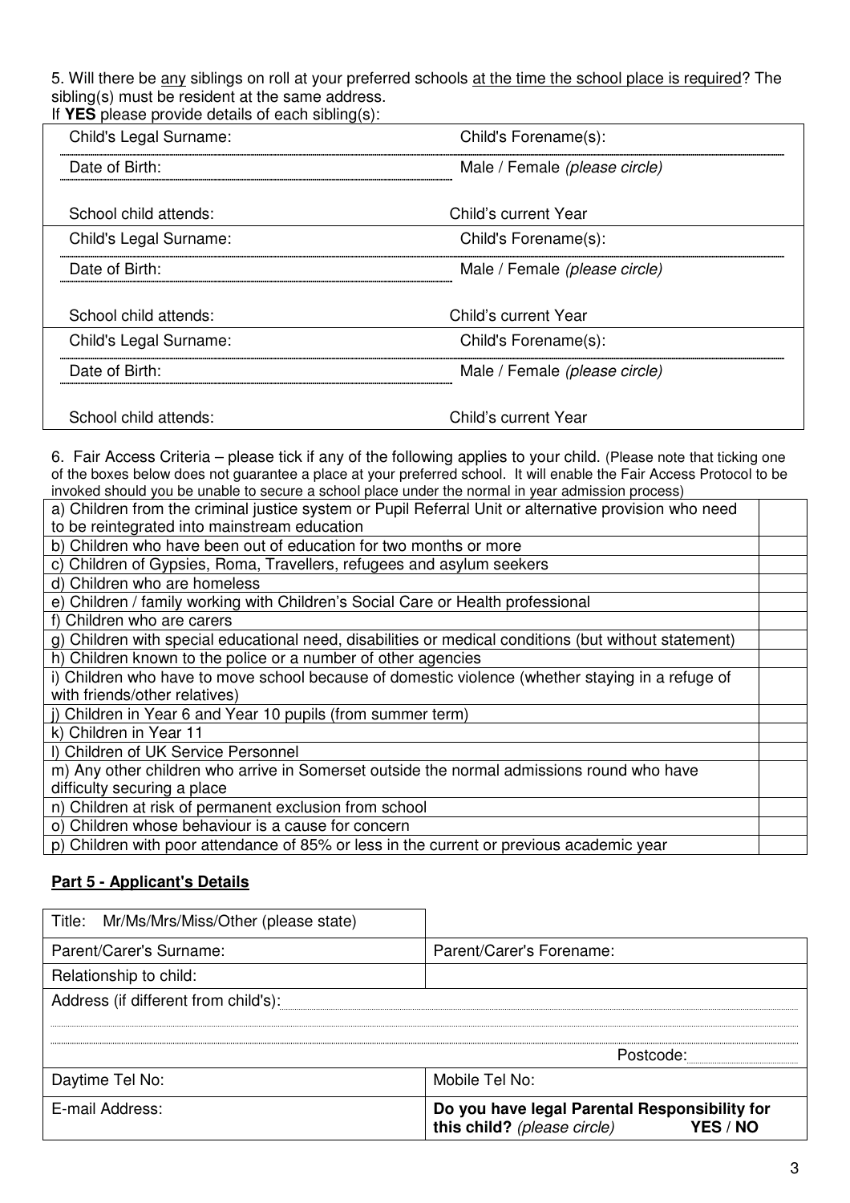5. Will there be any siblings on roll at your preferred schools at the time the school place is required? The sibling(s) must be resident at the same address.
If **YES** please provide details of each sibling(s):

| | |
|---|---|
| Child's Legal Surname: | Child's Forename(s): |
| Date of Birth: | Male / Female *(please circle)* |
| School child attends: | Child's current Year |
| Child's Legal Surname: | Child's Forename(s): |
| Date of Birth: | Male / Female *(please circle)* |
| School child attends: | Child's current Year |
| Child's Legal Surname: | Child's Forename(s): |
| Date of Birth: | Male / Female *(please circle)* |
| School child attends: | Child's current Year |

6. Fair Access Criteria – please tick if any of the following applies to your child. (Please note that ticking one of the boxes below does not guarantee a place at your preferred school. It will enable the Fair Access Protocol to be invoked should you be unable to secure a school place under the normal in year admission process)

| | |
|---|---|
| a) Children from the criminal justice system or Pupil Referral Unit or alternative provision who need to be reintegrated into mainstream education | |
| b) Children who have been out of education for two months or more | |
| c) Children of Gypsies, Roma, Travellers, refugees and asylum seekers | |
| d) Children who are homeless | |
| e) Children / family working with Children's Social Care or Health professional | |
| f) Children who are carers | |
| g) Children with special educational need, disabilities or medical conditions (but without statement) | |
| h) Children known to the police or a number of other agencies | |
| i) Children who have to move school because of domestic violence (whether staying in a refuge of with friends/other relatives) | |
| j) Children in Year 6 and Year 10 pupils (from summer term) | |
| k) Children in Year 11 | |
| l) Children of UK Service Personnel | |
| m) Any other children who arrive in Somerset outside the normal admissions round who have difficulty securing a place | |
| n) Children at risk of permanent exclusion from school | |
| o) Children whose behaviour is a cause for concern | |
| p) Children with poor attendance of 85% or less in the current or previous academic year | |

## Part 5 - Applicant's Details

| | |
|---|---|
| Title: Mr/Ms/Mrs/Miss/Other (please state) | |
| Parent/Carer's Surname: | Parent/Carer's Forename: |
| Relationship to child: | |
| Address (if different from child's): | |
| | Postcode: |
| Daytime Tel No: | Mobile Tel No: |
| E-mail Address: | **Do you have legal Parental Responsibility for this child?** *(please circle)* **YES / NO** |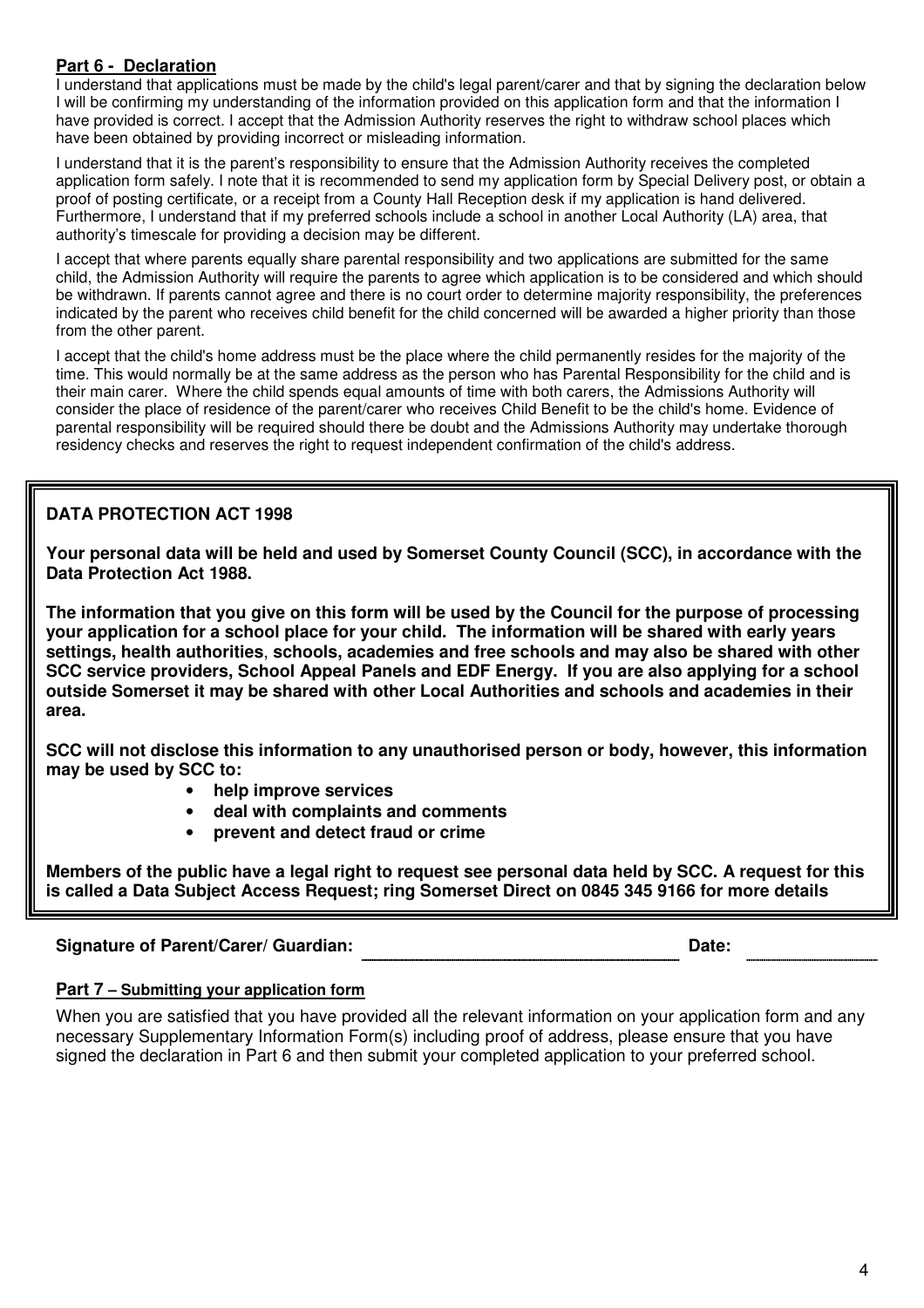## **Part 6 - Declaration**

I understand that applications must be made by the child's legal parent/carer and that by signing the declaration below I will be confirming my understanding of the information provided on this application form and that the information I have provided is correct. I accept that the Admission Authority reserves the right to withdraw school places which have been obtained by providing incorrect or misleading information.

I understand that it is the parent's responsibility to ensure that the Admission Authority receives the completed application form safely. I note that it is recommended to send my application form by Special Delivery post, or obtain a proof of posting certificate, or a receipt from a County Hall Reception desk if my application is hand delivered. Furthermore, I understand that if my preferred schools include a school in another Local Authority (LA) area, that authority's timescale for providing a decision may be different.

I accept that where parents equally share parental responsibility and two applications are submitted for the same child, the Admission Authority will require the parents to agree which application is to be considered and which should be withdrawn. If parents cannot agree and there is no court order to determine majority responsibility, the preferences indicated by the parent who receives child benefit for the child concerned will be awarded a higher priority than those from the other parent.

I accept that the child's home address must be the place where the child permanently resides for the majority of the time. This would normally be at the same address as the person who has Parental Responsibility for the child and is their main carer. Where the child spends equal amounts of time with both carers, the Admissions Authority will consider the place of residence of the parent/carer who receives Child Benefit to be the child's home. Evidence of parental responsibility will be required should there be doubt and the Admissions Authority may undertake thorough residency checks and reserves the right to request independent confirmation of the child's address.

**DATA PROTECTION ACT 1998**

**Your personal data will be held and used by Somerset County Council (SCC), in accordance with the Data Protection Act 1988.**

**The information that you give on this form will be used by the Council for the purpose of processing your application for a school place for your child. The information will be shared with early years settings, health authorities, schools, academies and free schools and may also be shared with other SCC service providers, School Appeal Panels and EDF Energy. If you are also applying for a school outside Somerset it may be shared with other Local Authorities and schools and academies in their area.**

**SCC will not disclose this information to any unauthorised person or body, however, this information may be used by SCC to:**

- **help improve services**
- **deal with complaints and comments**
- **prevent and detect fraud or crime**

**Members of the public have a legal right to request see personal data held by SCC. A request for this is called a Data Subject Access Request; ring Somerset Direct on 0845 345 9166 for more details**

**Signature of Parent/Carer/ Guardian:** ______________________________ **Date:** ______________

## **Part 7 – Submitting your application form**

When you are satisfied that you have provided all the relevant information on your application form and any necessary Supplementary Information Form(s) including proof of address, please ensure that you have signed the declaration in Part 6 and then submit your completed application to your preferred school.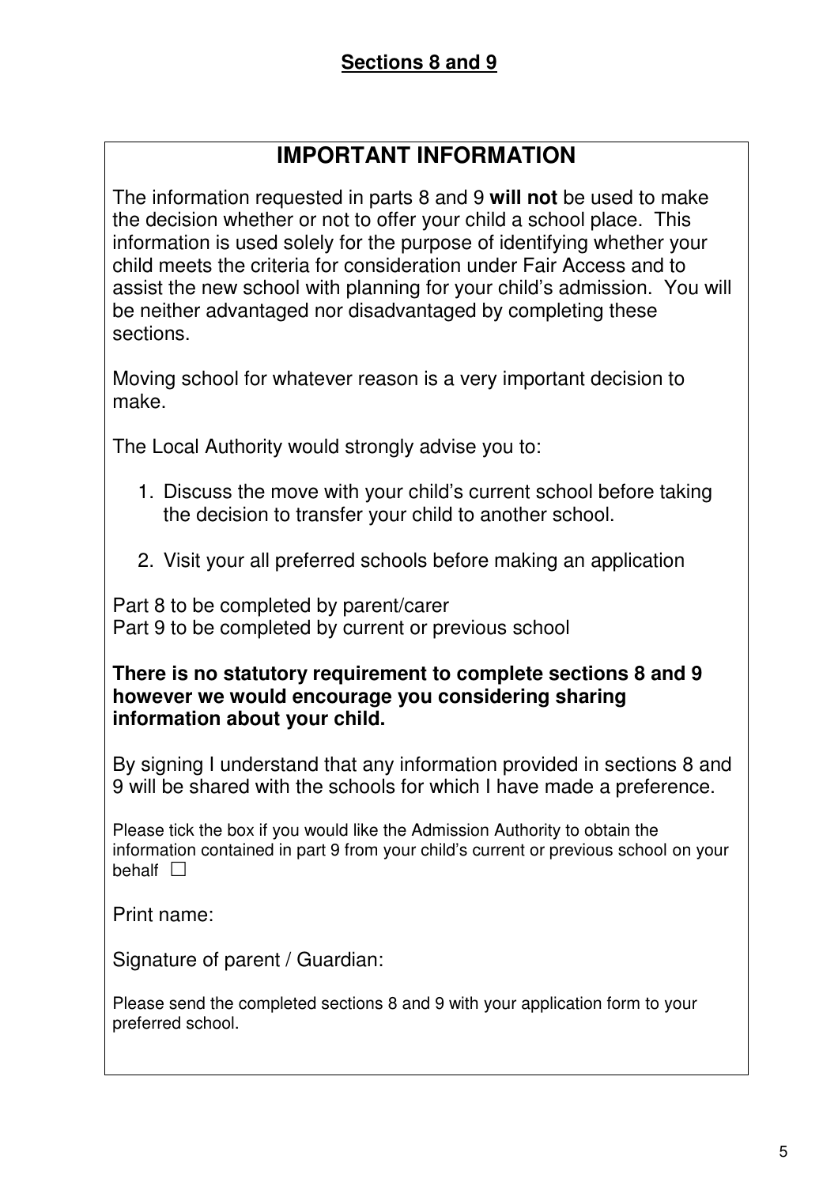## Sections 8 and 9

## IMPORTANT INFORMATION

The information requested in parts 8 and 9 **will not** be used to make the decision whether or not to offer your child a school place. This information is used solely for the purpose of identifying whether your child meets the criteria for consideration under Fair Access and to assist the new school with planning for your child's admission. You will be neither advantaged nor disadvantaged by completing these sections.

Moving school for whatever reason is a very important decision to make.

The Local Authority would strongly advise you to:

1. Discuss the move with your child's current school before taking the decision to transfer your child to another school.
2. Visit your all preferred schools before making an application

Part 8 to be completed by parent/carer
Part 9 to be completed by current or previous school

**There is no statutory requirement to complete sections 8 and 9 however we would encourage you considering sharing information about your child.**

By signing I understand that any information provided in sections 8 and 9 will be shared with the schools for which I have made a preference.

Please tick the box if you would like the Admission Authority to obtain the information contained in part 9 from your child's current or previous school on your behalf ☐

Print name:

Signature of parent / Guardian:

Please send the completed sections 8 and 9 with your application form to your preferred school.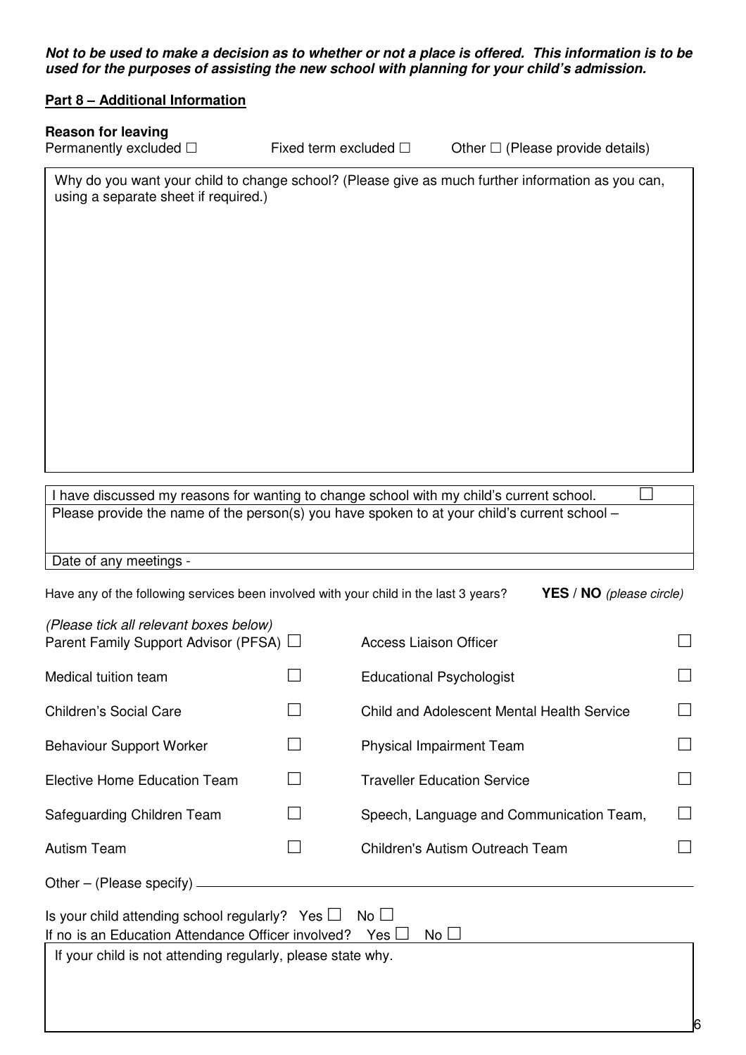***Not to be used to make a decision as to whether or not a place is offered. This information is to be used for the purposes of assisting the new school with planning for your child's admission.***

**Part 8 – Additional Information**

**Reason for leaving**

Permanently excluded ☐ Fixed term excluded ☐ Other ☐ (Please provide details)

Why do you want your child to change school? (Please give as much further information as you can, using a separate sheet if required.)

I have discussed my reasons for wanting to change school with my child's current school. ☐

Please provide the name of the person(s) you have spoken to at your child's current school –

Date of any meetings -

Have any of the following services been involved with your child in the last 3 years? **YES** / **NO** *(please circle)*

*(Please tick all relevant boxes below)*

| | | | |
|---|---|---|---|
| Parent Family Support Advisor (PFSA) | ☐ | Access Liaison Officer | ☐ |
| Medical tuition team | ☐ | Educational Psychologist | ☐ |
| Children's Social Care | ☐ | Child and Adolescent Mental Health Service | ☐ |
| Behaviour Support Worker | ☐ | Physical Impairment Team | ☐ |
| Elective Home Education Team | ☐ | Traveller Education Service | ☐ |
| Safeguarding Children Team | ☐ | Speech, Language and Communication Team, | ☐ |
| Autism Team | ☐ | Children's Autism Outreach Team | ☐ |

Other – (Please specify) ____________________

Is your child attending school regularly? Yes ☐ No ☐

If no is an Education Attendance Officer involved? Yes ☐ No ☐

If your child is not attending regularly, please state why.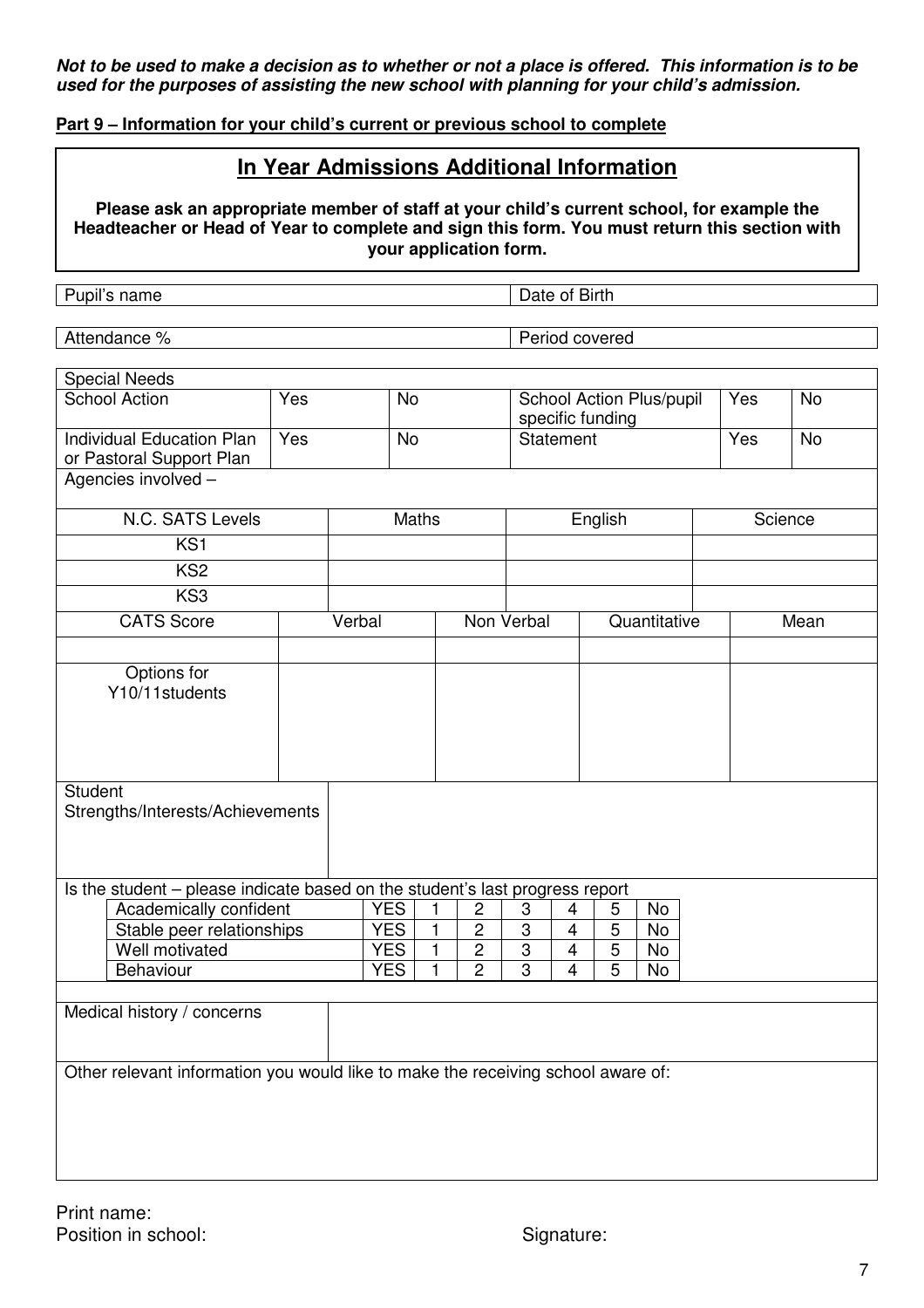***Not to be used to make a decision as to whether or not a place is offered. This information is to be used for the purposes of assisting the new school with planning for your child's admission.***

**Part 9 – Information for your child's current or previous school to complete**

## In Year Admissions Additional Information

**Please ask an appropriate member of staff at your child's current school, for example the Headteacher or Head of Year to complete and sign this form. You must return this section with your application form.**

| | |
|---|---|
| Pupil's name | Date of Birth |

| | |
|---|---|
| Attendance % | Period covered |

| Special Needs | | | | | |
|---|---|---|---|---|---|
| School Action | Yes | No | School Action Plus/pupil specific funding | Yes | No |
| Individual Education Plan or Pastoral Support Plan | Yes | No | Statement | Yes | No |
| Agencies involved – | | | | | |

| N.C. SATS Levels | Maths | English | Science |
|---|---|---|---|
| KS1 | | | |
| KS2 | | | |
| KS3 | | | |

| CATS Score | Verbal | Non Verbal | Quantitative | Mean |
|---|---|---|---|---|
| | | | | |
| Options for Y10/11students | | | | |

| | |
|---|---|
| Student Strengths/Interests/Achievements | |

Is the student – please indicate based on the student's last progress report

| | | | | | | | |
|---|---|---|---|---|---|---|---|
| Academically confident | YES | 1 | 2 | 3 | 4 | 5 | No |
| Stable peer relationships | YES | 1 | 2 | 3 | 4 | 5 | No |
| Well motivated | YES | 1 | 2 | 3 | 4 | 5 | No |
| Behaviour | YES | 1 | 2 | 3 | 4 | 5 | No |

| | |
|---|---|
| Medical history / concerns | |

Other relevant information you would like to make the receiving school aware of:

Print name:

Position in school: Signature: